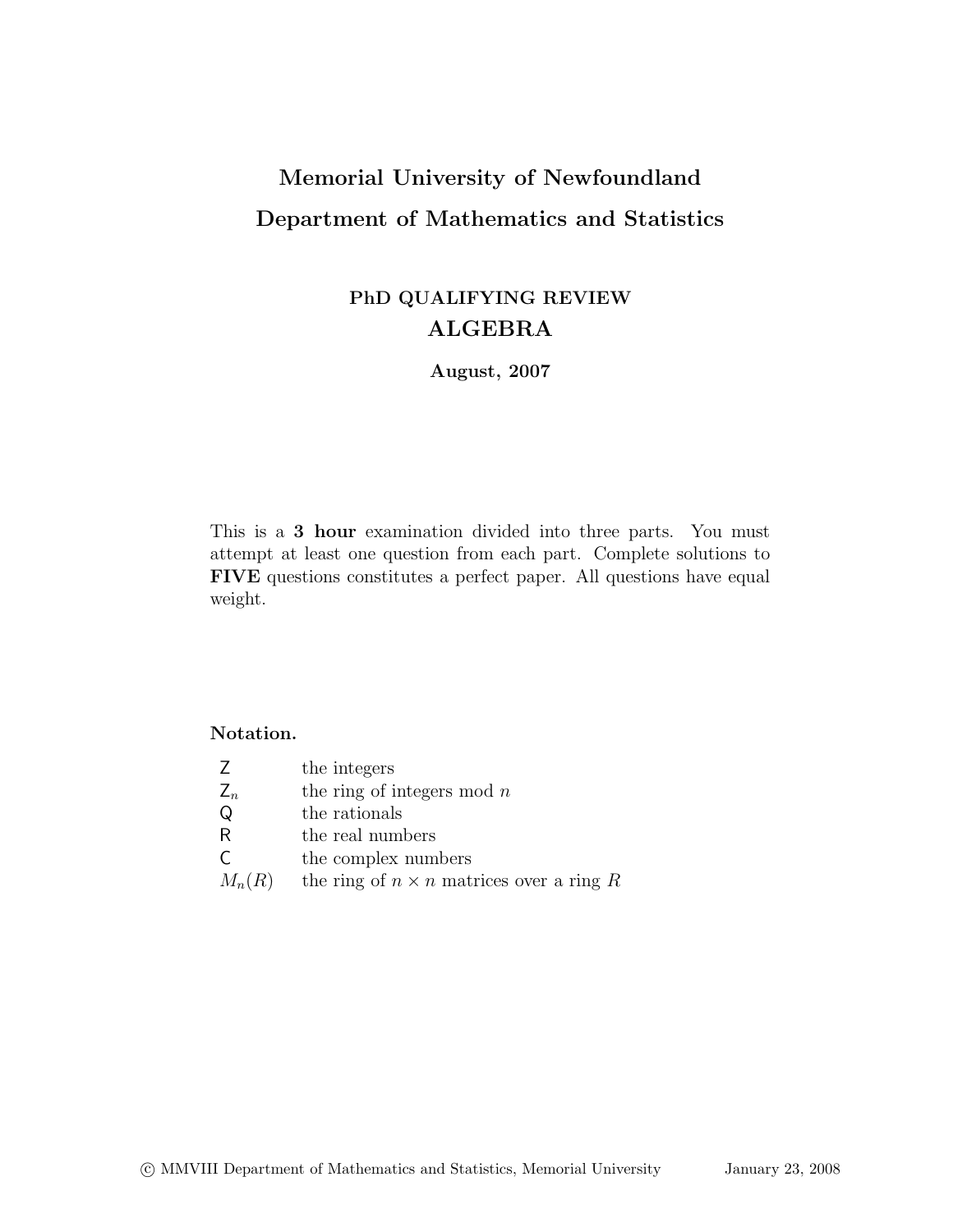# Memorial University of Newfoundland

# Department of Mathematics and Statistics

## PhD QUALIFYING REVIEW

## ALGEBRA

**August, 2007**

This is a **3 hour** examination divided into three parts. You must attempt at least one question from each part. Complete solutions to **FIVE** questions constitutes a perfect paper. All questions have equal weight.

**Notation.**

| | |
|---|---|
| $\mathsf{Z}$ | the integers |
| $\mathsf{Z}_n$ | the ring of integers mod $n$ |
| $\mathsf{Q}$ | the rationals |
| $\mathsf{R}$ | the real numbers |
| $\mathsf{C}$ | the complex numbers |
| $M_n(R)$ | the ring of $n \times n$ matrices over a ring $R$ |

© MMVIII Department of Mathematics and Statistics, Memorial University January 23, 2008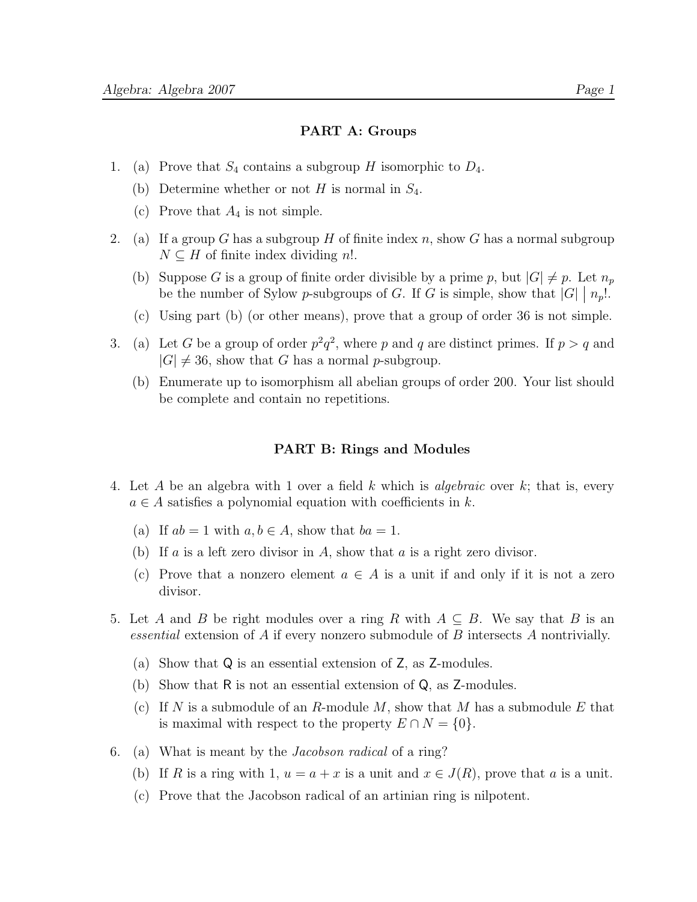**PART A: Groups**

1. (a) Prove that $S_4$ contains a subgroup $H$ isomorphic to $D_4$.

   (b) Determine whether or not $H$ is normal in $S_4$.

   (c) Prove that $A_4$ is not simple.

2. (a) If a group $G$ has a subgroup $H$ of finite index $n$, show $G$ has a normal subgroup $N \subseteq H$ of finite index dividing $n!$.

   (b) Suppose $G$ is a group of finite order divisible by a prime $p$, but $|G| \neq p$. Let $n_p$ be the number of Sylow $p$-subgroups of $G$. If $G$ is simple, show that $|G| \bigm| n_p!$.

   (c) Using part (b) (or other means), prove that a group of order 36 is not simple.

3. (a) Let $G$ be a group of order $p^2q^2$, where $p$ and $q$ are distinct primes. If $p > q$ and $|G| \neq 36$, show that $G$ has a normal $p$-subgroup.

   (b) Enumerate up to isomorphism all abelian groups of order 200. Your list should be complete and contain no repetitions.

**PART B: Rings and Modules**

4. Let $A$ be an algebra with 1 over a field $k$ which is *algebraic* over $k$; that is, every $a \in A$ satisfies a polynomial equation with coefficients in $k$.

   (a) If $ab = 1$ with $a, b \in A$, show that $ba = 1$.

   (b) If $a$ is a left zero divisor in $A$, show that $a$ is a right zero divisor.

   (c) Prove that a nonzero element $a \in A$ is a unit if and only if it is not a zero divisor.

5. Let $A$ and $B$ be right modules over a ring $R$ with $A \subseteq B$. We say that $B$ is an *essential* extension of $A$ if every nonzero submodule of $B$ intersects $A$ nontrivially.

   (a) Show that $\mathsf{Q}$ is an essential extension of $\mathsf{Z}$, as $\mathsf{Z}$-modules.

   (b) Show that $\mathsf{R}$ is not an essential extension of $\mathsf{Q}$, as $\mathsf{Z}$-modules.

   (c) If $N$ is a submodule of an $R$-module $M$, show that $M$ has a submodule $E$ that is maximal with respect to the property $E \cap N = \{0\}$.

6. (a) What is meant by the *Jacobson radical* of a ring?

   (b) If $R$ is a ring with 1, $u = a + x$ is a unit and $x \in J(R)$, prove that $a$ is a unit.

   (c) Prove that the Jacobson radical of an artinian ring is nilpotent.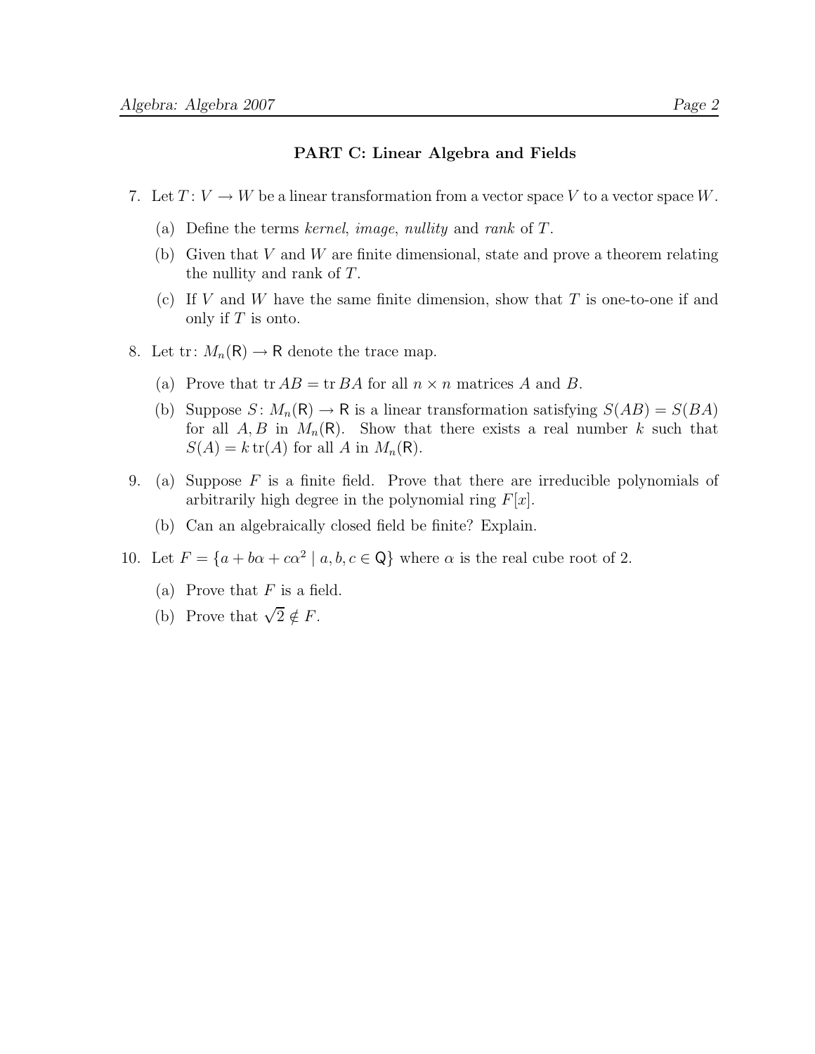**PART C: Linear Algebra and Fields**

7. Let $T: V \to W$ be a linear transformation from a vector space $V$ to a vector space $W$.

   (a) Define the terms *kernel*, *image*, *nullity* and *rank* of $T$.

   (b) Given that $V$ and $W$ are finite dimensional, state and prove a theorem relating the nullity and rank of $T$.

   (c) If $V$ and $W$ have the same finite dimension, show that $T$ is one-to-one if and only if $T$ is onto.

8. Let $\operatorname{tr}: M_n(\mathsf{R}) \to \mathsf{R}$ denote the trace map.

   (a) Prove that $\operatorname{tr} AB = \operatorname{tr} BA$ for all $n \times n$ matrices $A$ and $B$.

   (b) Suppose $S: M_n(\mathsf{R}) \to \mathsf{R}$ is a linear transformation satisfying $S(AB) = S(BA)$ for all $A, B$ in $M_n(\mathsf{R})$. Show that there exists a real number $k$ such that $S(A) = k \operatorname{tr}(A)$ for all $A$ in $M_n(\mathsf{R})$.

9. (a) Suppose $F$ is a finite field. Prove that there are irreducible polynomials of arbitrarily high degree in the polynomial ring $F[x]$.

   (b) Can an algebraically closed field be finite? Explain.

10. Let $F = \{a + b\alpha + c\alpha^2 \mid a, b, c \in \mathsf{Q}\}$ where $\alpha$ is the real cube root of 2.

    (a) Prove that $F$ is a field.

    (b) Prove that $\sqrt{2} \notin F$.